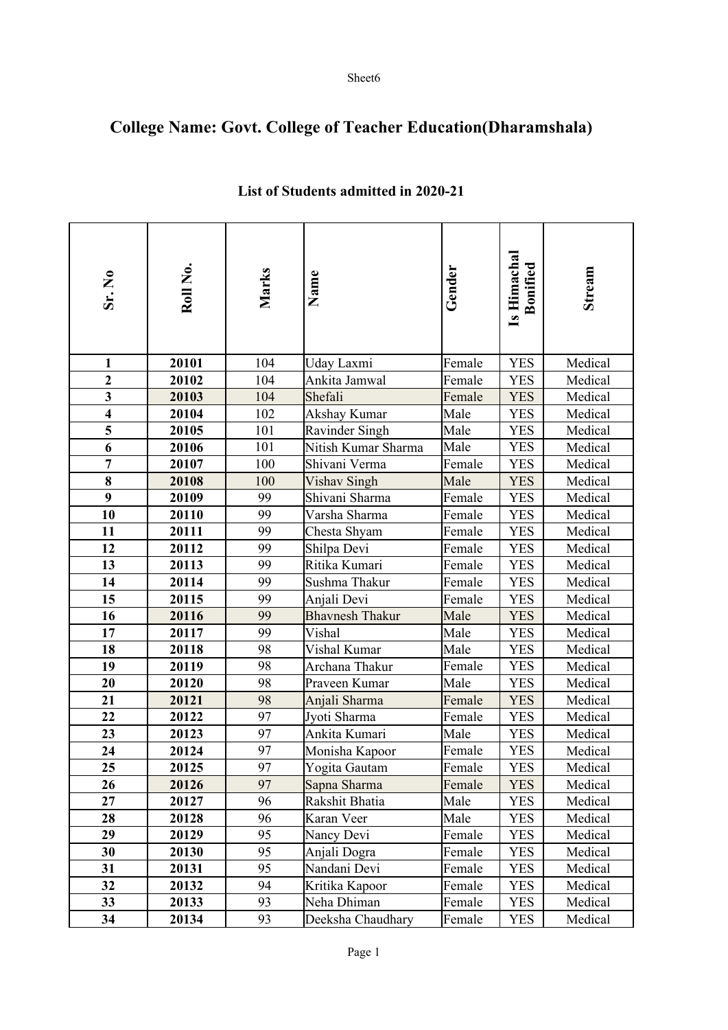# College Name: Govt. College of Teacher Education(Dharamshala)

## List of Students admitted in 2020-21

| Sr. No | Roll No. | Marks | Name | Gender | Is Himachal Bonified | Stream |
|---|---|---|---|---|---|---|
| **1** | **20101** | 104 | Uday Laxmi | Female | YES | Medical |
| **2** | **20102** | 104 | Ankita Jamwal | Female | YES | Medical |
| **3** | **20103** | 104 | Shefali | Female | YES | Medical |
| **4** | **20104** | 102 | Akshay Kumar | Male | YES | Medical |
| **5** | **20105** | 101 | Ravinder Singh | Male | YES | Medical |
| **6** | **20106** | 101 | Nitish Kumar Sharma | Male | YES | Medical |
| **7** | **20107** | 100 | Shivani Verma | Female | YES | Medical |
| **8** | **20108** | 100 | Vishav Singh | Male | YES | Medical |
| **9** | **20109** | 99 | Shivani Sharma | Female | YES | Medical |
| **10** | **20110** | 99 | Varsha Sharma | Female | YES | Medical |
| **11** | **20111** | 99 | Chesta Shyam | Female | YES | Medical |
| **12** | **20112** | 99 | Shilpa Devi | Female | YES | Medical |
| **13** | **20113** | 99 | Ritika Kumari | Female | YES | Medical |
| **14** | **20114** | 99 | Sushma Thakur | Female | YES | Medical |
| **15** | **20115** | 99 | Anjali Devi | Female | YES | Medical |
| **16** | **20116** | 99 | Bhavnesh Thakur | Male | YES | Medical |
| **17** | **20117** | 99 | Vishal | Male | YES | Medical |
| **18** | **20118** | 98 | Vishal Kumar | Male | YES | Medical |
| **19** | **20119** | 98 | Archana Thakur | Female | YES | Medical |
| **20** | **20120** | 98 | Praveen Kumar | Male | YES | Medical |
| **21** | **20121** | 98 | Anjali Sharma | Female | YES | Medical |
| **22** | **20122** | 97 | Jyoti Sharma | Female | YES | Medical |
| **23** | **20123** | 97 | Ankita Kumari | Male | YES | Medical |
| **24** | **20124** | 97 | Monisha Kapoor | Female | YES | Medical |
| **25** | **20125** | 97 | Yogita Gautam | Female | YES | Medical |
| **26** | **20126** | 97 | Sapna Sharma | Female | YES | Medical |
| **27** | **20127** | 96 | Rakshit Bhatia | Male | YES | Medical |
| **28** | **20128** | 96 | Karan Veer | Male | YES | Medical |
| **29** | **20129** | 95 | Nancy Devi | Female | YES | Medical |
| **30** | **20130** | 95 | Anjali Dogra | Female | YES | Medical |
| **31** | **20131** | 95 | Nandani Devi | Female | YES | Medical |
| **32** | **20132** | 94 | Kritika Kapoor | Female | YES | Medical |
| **33** | **20133** | 93 | Neha Dhiman | Female | YES | Medical |
| **34** | **20134** | 93 | Deeksha Chaudhary | Female | YES | Medical |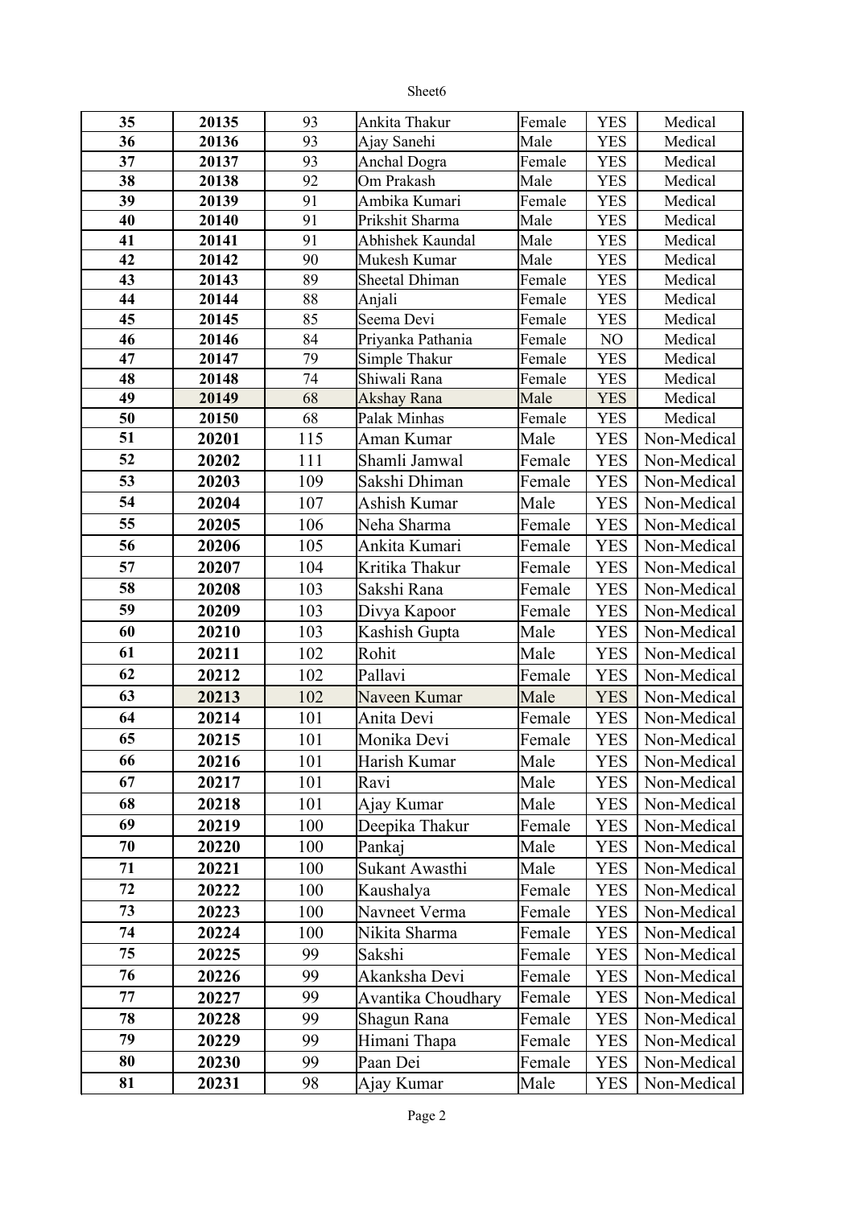| 35 | 20135 | 93 | Ankita Thakur | Female | YES | Medical |
|---|---|---|---|---|---|---|
| 36 | 20136 | 93 | Ajay Sanehi | Male | YES | Medical |
| 37 | 20137 | 93 | Anchal Dogra | Female | YES | Medical |
| 38 | 20138 | 92 | Om Prakash | Male | YES | Medical |
| 39 | 20139 | 91 | Ambika Kumari | Female | YES | Medical |
| 40 | 20140 | 91 | Prikshit Sharma | Male | YES | Medical |
| 41 | 20141 | 91 | Abhishek Kaundal | Male | YES | Medical |
| 42 | 20142 | 90 | Mukesh Kumar | Male | YES | Medical |
| 43 | 20143 | 89 | Sheetal Dhiman | Female | YES | Medical |
| 44 | 20144 | 88 | Anjali | Female | YES | Medical |
| 45 | 20145 | 85 | Seema Devi | Female | YES | Medical |
| 46 | 20146 | 84 | Priyanka Pathania | Female | NO | Medical |
| 47 | 20147 | 79 | Simple Thakur | Female | YES | Medical |
| 48 | 20148 | 74 | Shiwali Rana | Female | YES | Medical |
| 49 | 20149 | 68 | Akshay Rana | Male | YES | Medical |
| 50 | 20150 | 68 | Palak Minhas | Female | YES | Medical |
| 51 | 20201 | 115 | Aman Kumar | Male | YES | Non-Medical |
| 52 | 20202 | 111 | Shamli Jamwal | Female | YES | Non-Medical |
| 53 | 20203 | 109 | Sakshi Dhiman | Female | YES | Non-Medical |
| 54 | 20204 | 107 | Ashish Kumar | Male | YES | Non-Medical |
| 55 | 20205 | 106 | Neha Sharma | Female | YES | Non-Medical |
| 56 | 20206 | 105 | Ankita Kumari | Female | YES | Non-Medical |
| 57 | 20207 | 104 | Kritika Thakur | Female | YES | Non-Medical |
| 58 | 20208 | 103 | Sakshi Rana | Female | YES | Non-Medical |
| 59 | 20209 | 103 | Divya Kapoor | Female | YES | Non-Medical |
| 60 | 20210 | 103 | Kashish Gupta | Male | YES | Non-Medical |
| 61 | 20211 | 102 | Rohit | Male | YES | Non-Medical |
| 62 | 20212 | 102 | Pallavi | Female | YES | Non-Medical |
| 63 | 20213 | 102 | Naveen Kumar | Male | YES | Non-Medical |
| 64 | 20214 | 101 | Anita Devi | Female | YES | Non-Medical |
| 65 | 20215 | 101 | Monika Devi | Female | YES | Non-Medical |
| 66 | 20216 | 101 | Harish Kumar | Male | YES | Non-Medical |
| 67 | 20217 | 101 | Ravi | Male | YES | Non-Medical |
| 68 | 20218 | 101 | Ajay Kumar | Male | YES | Non-Medical |
| 69 | 20219 | 100 | Deepika Thakur | Female | YES | Non-Medical |
| 70 | 20220 | 100 | Pankaj | Male | YES | Non-Medical |
| 71 | 20221 | 100 | Sukant Awasthi | Male | YES | Non-Medical |
| 72 | 20222 | 100 | Kaushalya | Female | YES | Non-Medical |
| 73 | 20223 | 100 | Navneet Verma | Female | YES | Non-Medical |
| 74 | 20224 | 100 | Nikita Sharma | Female | YES | Non-Medical |
| 75 | 20225 | 99 | Sakshi | Female | YES | Non-Medical |
| 76 | 20226 | 99 | Akanksha Devi | Female | YES | Non-Medical |
| 77 | 20227 | 99 | Avantika Choudhary | Female | YES | Non-Medical |
| 78 | 20228 | 99 | Shagun Rana | Female | YES | Non-Medical |
| 79 | 20229 | 99 | Himani Thapa | Female | YES | Non-Medical |
| 80 | 20230 | 99 | Paan Dei | Female | YES | Non-Medical |
| 81 | 20231 | 98 | Ajay Kumar | Male | YES | Non-Medical |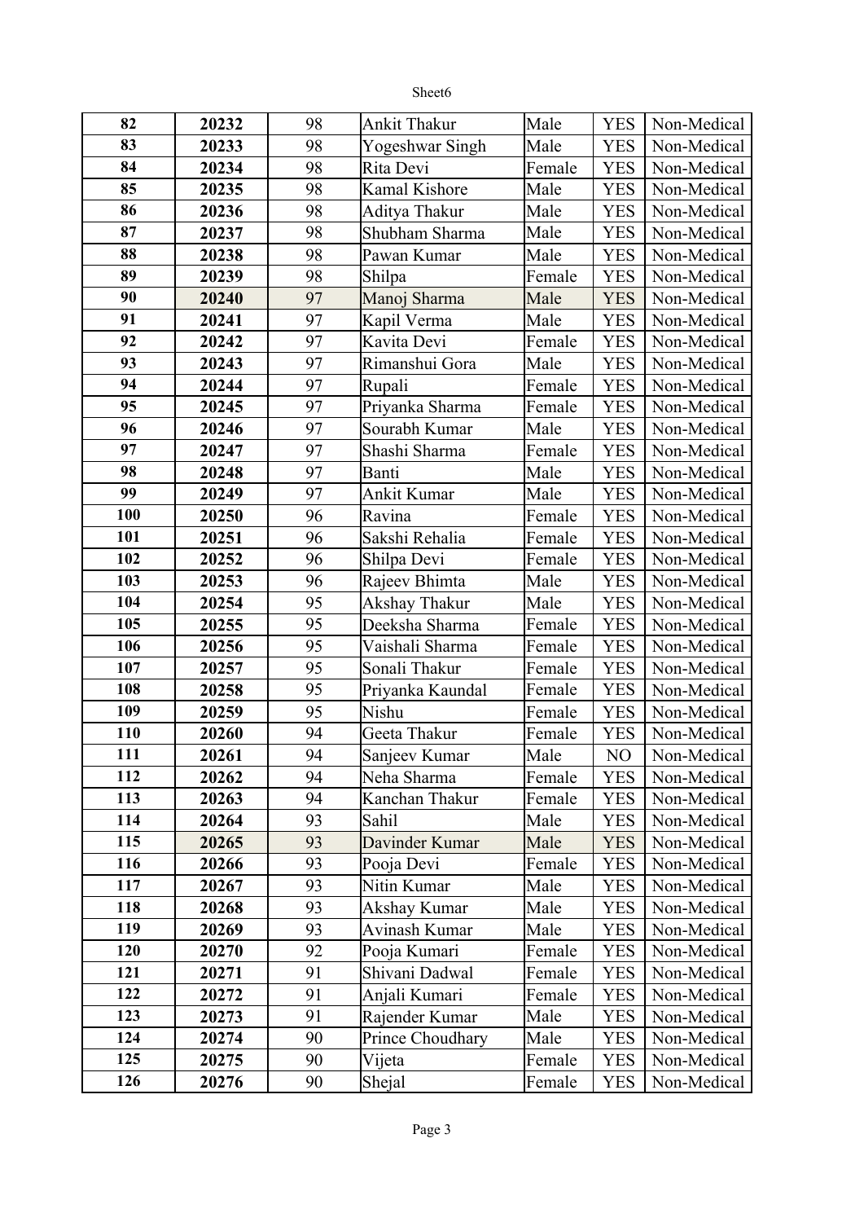| 82 | 20232 | 98 | Ankit Thakur | Male | YES | Non-Medical |
|---|---|---|---|---|---|---|
| 83 | 20233 | 98 | Yogeshwar Singh | Male | YES | Non-Medical |
| 84 | 20234 | 98 | Rita Devi | Female | YES | Non-Medical |
| 85 | 20235 | 98 | Kamal Kishore | Male | YES | Non-Medical |
| 86 | 20236 | 98 | Aditya Thakur | Male | YES | Non-Medical |
| 87 | 20237 | 98 | Shubham Sharma | Male | YES | Non-Medical |
| 88 | 20238 | 98 | Pawan Kumar | Male | YES | Non-Medical |
| 89 | 20239 | 98 | Shilpa | Female | YES | Non-Medical |
| 90 | 20240 | 97 | Manoj Sharma | Male | YES | Non-Medical |
| 91 | 20241 | 97 | Kapil Verma | Male | YES | Non-Medical |
| 92 | 20242 | 97 | Kavita Devi | Female | YES | Non-Medical |
| 93 | 20243 | 97 | Rimanshui Gora | Male | YES | Non-Medical |
| 94 | 20244 | 97 | Rupali | Female | YES | Non-Medical |
| 95 | 20245 | 97 | Priyanka Sharma | Female | YES | Non-Medical |
| 96 | 20246 | 97 | Sourabh Kumar | Male | YES | Non-Medical |
| 97 | 20247 | 97 | Shashi Sharma | Female | YES | Non-Medical |
| 98 | 20248 | 97 | Banti | Male | YES | Non-Medical |
| 99 | 20249 | 97 | Ankit Kumar | Male | YES | Non-Medical |
| 100 | 20250 | 96 | Ravina | Female | YES | Non-Medical |
| 101 | 20251 | 96 | Sakshi Rehalia | Female | YES | Non-Medical |
| 102 | 20252 | 96 | Shilpa Devi | Female | YES | Non-Medical |
| 103 | 20253 | 96 | Rajeev Bhimta | Male | YES | Non-Medical |
| 104 | 20254 | 95 | Akshay Thakur | Male | YES | Non-Medical |
| 105 | 20255 | 95 | Deeksha Sharma | Female | YES | Non-Medical |
| 106 | 20256 | 95 | Vaishali Sharma | Female | YES | Non-Medical |
| 107 | 20257 | 95 | Sonali Thakur | Female | YES | Non-Medical |
| 108 | 20258 | 95 | Priyanka Kaundal | Female | YES | Non-Medical |
| 109 | 20259 | 95 | Nishu | Female | YES | Non-Medical |
| 110 | 20260 | 94 | Geeta Thakur | Female | YES | Non-Medical |
| 111 | 20261 | 94 | Sanjeev Kumar | Male | NO | Non-Medical |
| 112 | 20262 | 94 | Neha Sharma | Female | YES | Non-Medical |
| 113 | 20263 | 94 | Kanchan Thakur | Female | YES | Non-Medical |
| 114 | 20264 | 93 | Sahil | Male | YES | Non-Medical |
| 115 | 20265 | 93 | Davinder Kumar | Male | YES | Non-Medical |
| 116 | 20266 | 93 | Pooja Devi | Female | YES | Non-Medical |
| 117 | 20267 | 93 | Nitin Kumar | Male | YES | Non-Medical |
| 118 | 20268 | 93 | Akshay Kumar | Male | YES | Non-Medical |
| 119 | 20269 | 93 | Avinash Kumar | Male | YES | Non-Medical |
| 120 | 20270 | 92 | Pooja Kumari | Female | YES | Non-Medical |
| 121 | 20271 | 91 | Shivani Dadwal | Female | YES | Non-Medical |
| 122 | 20272 | 91 | Anjali Kumari | Female | YES | Non-Medical |
| 123 | 20273 | 91 | Rajender Kumar | Male | YES | Non-Medical |
| 124 | 20274 | 90 | Prince Choudhary | Male | YES | Non-Medical |
| 125 | 20275 | 90 | Vijeta | Female | YES | Non-Medical |
| 126 | 20276 | 90 | Shejal | Female | YES | Non-Medical |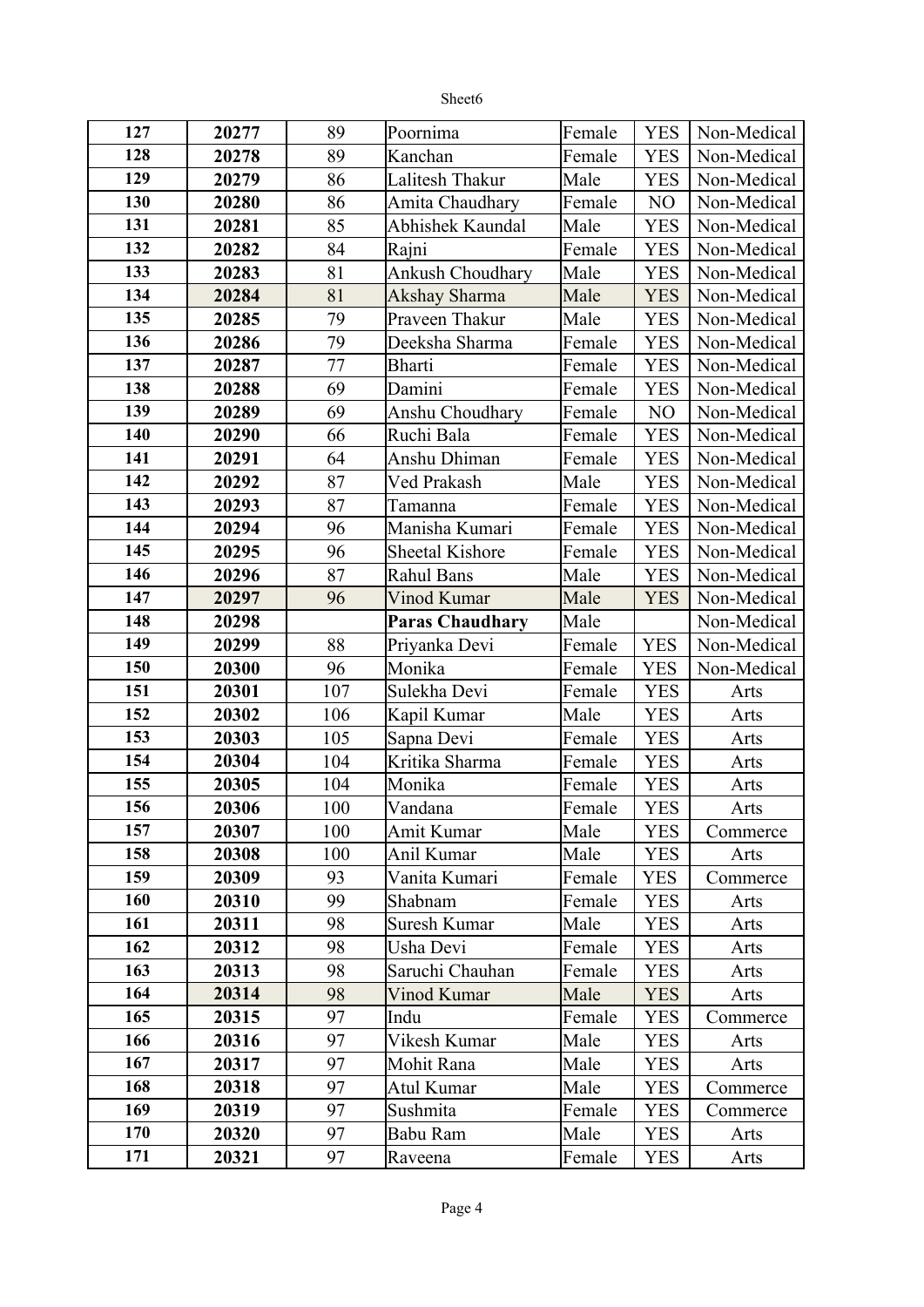| 127 | 20277 | 89 | Poornima | Female | YES | Non-Medical |
|---|---|---|---|---|---|---|
| 128 | 20278 | 89 | Kanchan | Female | YES | Non-Medical |
| 129 | 20279 | 86 | Lalitesh Thakur | Male | YES | Non-Medical |
| 130 | 20280 | 86 | Amita Chaudhary | Female | NO | Non-Medical |
| 131 | 20281 | 85 | Abhishek Kaundal | Male | YES | Non-Medical |
| 132 | 20282 | 84 | Rajni | Female | YES | Non-Medical |
| 133 | 20283 | 81 | Ankush Choudhary | Male | YES | Non-Medical |
| 134 | 20284 | 81 | Akshay Sharma | Male | YES | Non-Medical |
| 135 | 20285 | 79 | Praveen Thakur | Male | YES | Non-Medical |
| 136 | 20286 | 79 | Deeksha Sharma | Female | YES | Non-Medical |
| 137 | 20287 | 77 | Bharti | Female | YES | Non-Medical |
| 138 | 20288 | 69 | Damini | Female | YES | Non-Medical |
| 139 | 20289 | 69 | Anshu Choudhary | Female | NO | Non-Medical |
| 140 | 20290 | 66 | Ruchi Bala | Female | YES | Non-Medical |
| 141 | 20291 | 64 | Anshu Dhiman | Female | YES | Non-Medical |
| 142 | 20292 | 87 | Ved Prakash | Male | YES | Non-Medical |
| 143 | 20293 | 87 | Tamanna | Female | YES | Non-Medical |
| 144 | 20294 | 96 | Manisha Kumari | Female | YES | Non-Medical |
| 145 | 20295 | 96 | Sheetal Kishore | Female | YES | Non-Medical |
| 146 | 20296 | 87 | Rahul Bans | Male | YES | Non-Medical |
| 147 | 20297 | 96 | Vinod Kumar | Male | YES | Non-Medical |
| 148 | 20298 | | **Paras Chaudhary** | Male | | Non-Medical |
| 149 | 20299 | 88 | Priyanka Devi | Female | YES | Non-Medical |
| 150 | 20300 | 96 | Monika | Female | YES | Non-Medical |
| 151 | 20301 | 107 | Sulekha Devi | Female | YES | Arts |
| 152 | 20302 | 106 | Kapil Kumar | Male | YES | Arts |
| 153 | 20303 | 105 | Sapna Devi | Female | YES | Arts |
| 154 | 20304 | 104 | Kritika Sharma | Female | YES | Arts |
| 155 | 20305 | 104 | Monika | Female | YES | Arts |
| 156 | 20306 | 100 | Vandana | Female | YES | Arts |
| 157 | 20307 | 100 | Amit Kumar | Male | YES | Commerce |
| 158 | 20308 | 100 | Anil Kumar | Male | YES | Arts |
| 159 | 20309 | 93 | Vanita Kumari | Female | YES | Commerce |
| 160 | 20310 | 99 | Shabnam | Female | YES | Arts |
| 161 | 20311 | 98 | Suresh Kumar | Male | YES | Arts |
| 162 | 20312 | 98 | Usha Devi | Female | YES | Arts |
| 163 | 20313 | 98 | Saruchi Chauhan | Female | YES | Arts |
| 164 | 20314 | 98 | Vinod Kumar | Male | YES | Arts |
| 165 | 20315 | 97 | Indu | Female | YES | Commerce |
| 166 | 20316 | 97 | Vikesh Kumar | Male | YES | Arts |
| 167 | 20317 | 97 | Mohit Rana | Male | YES | Arts |
| 168 | 20318 | 97 | Atul Kumar | Male | YES | Commerce |
| 169 | 20319 | 97 | Sushmita | Female | YES | Commerce |
| 170 | 20320 | 97 | Babu Ram | Male | YES | Arts |
| 171 | 20321 | 97 | Raveena | Female | YES | Arts |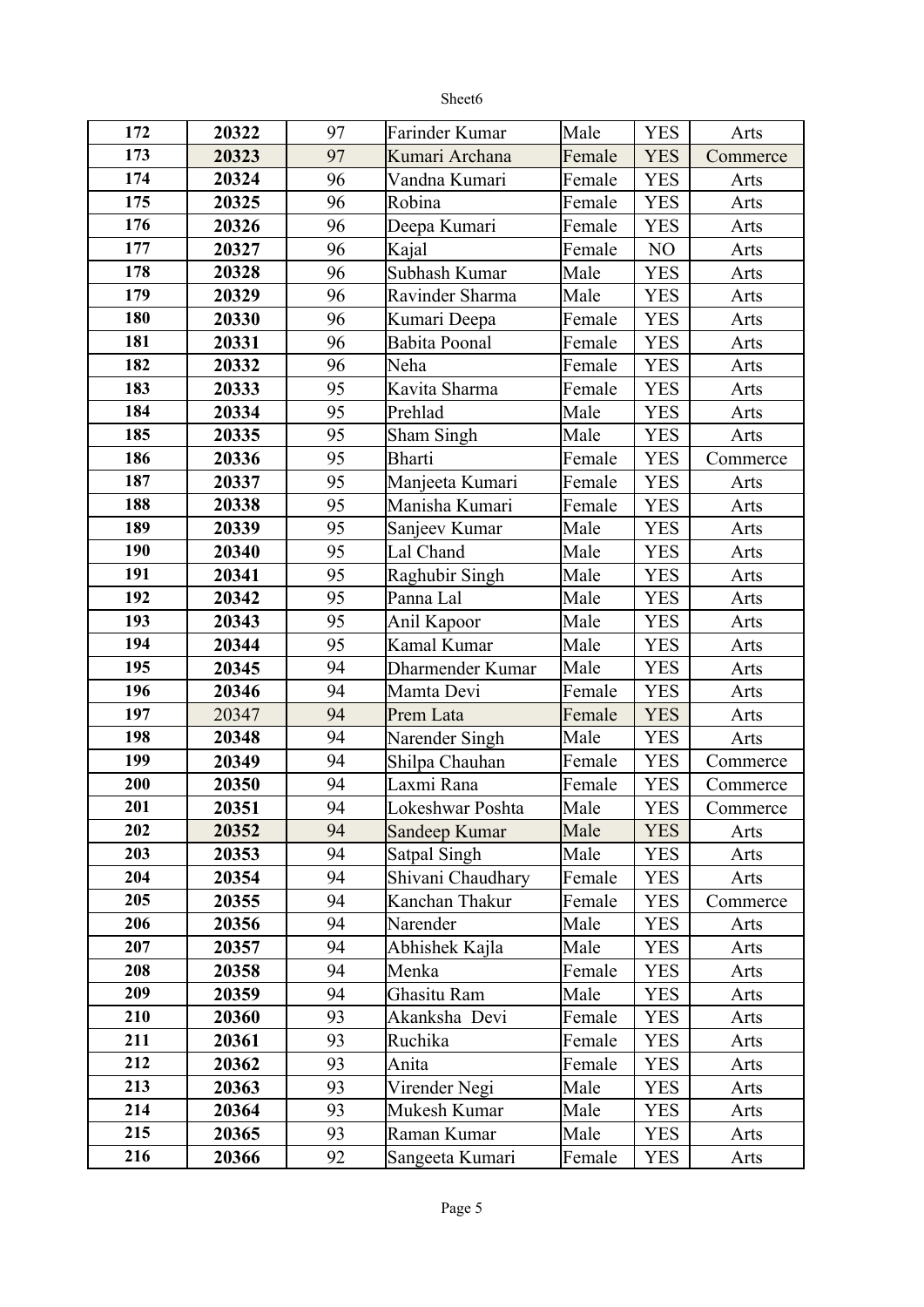| 172 | 20322 | 97 | Farinder Kumar | Male | YES | Arts |
|---|---|---|---|---|---|---|
| 173 | 20323 | 97 | Kumari Archana | Female | YES | Commerce |
| 174 | 20324 | 96 | Vandna Kumari | Female | YES | Arts |
| 175 | 20325 | 96 | Robina | Female | YES | Arts |
| 176 | 20326 | 96 | Deepa Kumari | Female | YES | Arts |
| 177 | 20327 | 96 | Kajal | Female | NO | Arts |
| 178 | 20328 | 96 | Subhash Kumar | Male | YES | Arts |
| 179 | 20329 | 96 | Ravinder Sharma | Male | YES | Arts |
| 180 | 20330 | 96 | Kumari Deepa | Female | YES | Arts |
| 181 | 20331 | 96 | Babita Poonal | Female | YES | Arts |
| 182 | 20332 | 96 | Neha | Female | YES | Arts |
| 183 | 20333 | 95 | Kavita Sharma | Female | YES | Arts |
| 184 | 20334 | 95 | Prehlad | Male | YES | Arts |
| 185 | 20335 | 95 | Sham Singh | Male | YES | Arts |
| 186 | 20336 | 95 | Bharti | Female | YES | Commerce |
| 187 | 20337 | 95 | Manjeeta Kumari | Female | YES | Arts |
| 188 | 20338 | 95 | Manisha Kumari | Female | YES | Arts |
| 189 | 20339 | 95 | Sanjeev Kumar | Male | YES | Arts |
| 190 | 20340 | 95 | Lal Chand | Male | YES | Arts |
| 191 | 20341 | 95 | Raghubir Singh | Male | YES | Arts |
| 192 | 20342 | 95 | Panna Lal | Male | YES | Arts |
| 193 | 20343 | 95 | Anil Kapoor | Male | YES | Arts |
| 194 | 20344 | 95 | Kamal Kumar | Male | YES | Arts |
| 195 | 20345 | 94 | Dharmender Kumar | Male | YES | Arts |
| 196 | 20346 | 94 | Mamta Devi | Female | YES | Arts |
| 197 | 20347 | 94 | Prem Lata | Female | YES | Arts |
| 198 | 20348 | 94 | Narender Singh | Male | YES | Arts |
| 199 | 20349 | 94 | Shilpa Chauhan | Female | YES | Commerce |
| 200 | 20350 | 94 | Laxmi Rana | Female | YES | Commerce |
| 201 | 20351 | 94 | Lokeshwar Poshta | Male | YES | Commerce |
| 202 | 20352 | 94 | Sandeep Kumar | Male | YES | Arts |
| 203 | 20353 | 94 | Satpal Singh | Male | YES | Arts |
| 204 | 20354 | 94 | Shivani Chaudhary | Female | YES | Arts |
| 205 | 20355 | 94 | Kanchan Thakur | Female | YES | Commerce |
| 206 | 20356 | 94 | Narender | Male | YES | Arts |
| 207 | 20357 | 94 | Abhishek Kajla | Male | YES | Arts |
| 208 | 20358 | 94 | Menka | Female | YES | Arts |
| 209 | 20359 | 94 | Ghasitu Ram | Male | YES | Arts |
| 210 | 20360 | 93 | Akanksha Devi | Female | YES | Arts |
| 211 | 20361 | 93 | Ruchika | Female | YES | Arts |
| 212 | 20362 | 93 | Anita | Female | YES | Arts |
| 213 | 20363 | 93 | Virender Negi | Male | YES | Arts |
| 214 | 20364 | 93 | Mukesh Kumar | Male | YES | Arts |
| 215 | 20365 | 93 | Raman Kumar | Male | YES | Arts |
| 216 | 20366 | 92 | Sangeeta Kumari | Female | YES | Arts |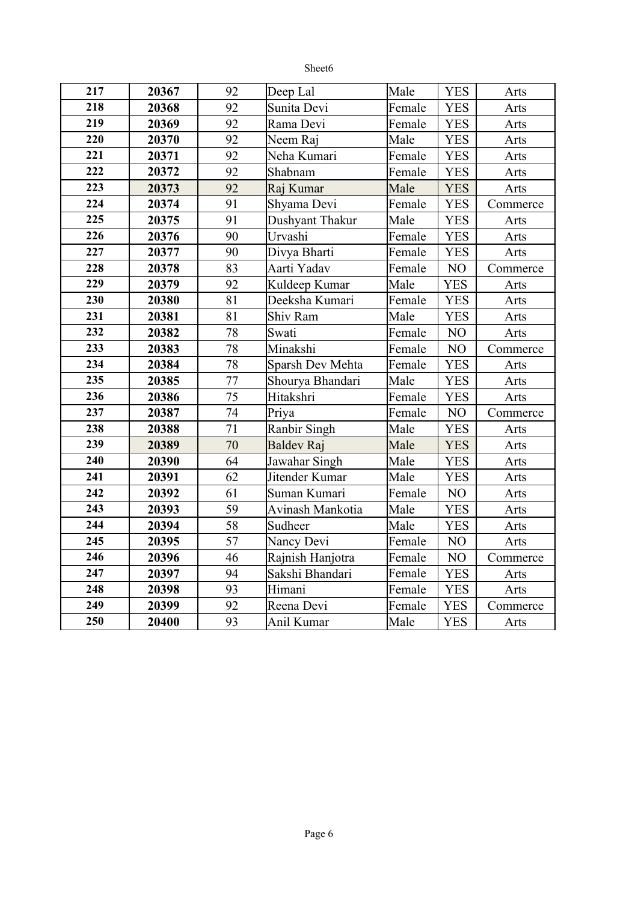| 217 | 20367 | 92 | Deep Lal | Male | YES | Arts |
|---|---|---|---|---|---|---|
| 218 | 20368 | 92 | Sunita Devi | Female | YES | Arts |
| 219 | 20369 | 92 | Rama Devi | Female | YES | Arts |
| 220 | 20370 | 92 | Neem Raj | Male | YES | Arts |
| 221 | 20371 | 92 | Neha Kumari | Female | YES | Arts |
| 222 | 20372 | 92 | Shabnam | Female | YES | Arts |
| 223 | 20373 | 92 | Raj Kumar | Male | YES | Arts |
| 224 | 20374 | 91 | Shyama Devi | Female | YES | Commerce |
| 225 | 20375 | 91 | Dushyant Thakur | Male | YES | Arts |
| 226 | 20376 | 90 | Urvashi | Female | YES | Arts |
| 227 | 20377 | 90 | Divya Bharti | Female | YES | Arts |
| 228 | 20378 | 83 | Aarti Yadav | Female | NO | Commerce |
| 229 | 20379 | 92 | Kuldeep Kumar | Male | YES | Arts |
| 230 | 20380 | 81 | Deeksha Kumari | Female | YES | Arts |
| 231 | 20381 | 81 | Shiv Ram | Male | YES | Arts |
| 232 | 20382 | 78 | Swati | Female | NO | Arts |
| 233 | 20383 | 78 | Minakshi | Female | NO | Commerce |
| 234 | 20384 | 78 | Sparsh Dev Mehta | Female | YES | Arts |
| 235 | 20385 | 77 | Shourya Bhandari | Male | YES | Arts |
| 236 | 20386 | 75 | Hitakshri | Female | YES | Arts |
| 237 | 20387 | 74 | Priya | Female | NO | Commerce |
| 238 | 20388 | 71 | Ranbir Singh | Male | YES | Arts |
| 239 | 20389 | 70 | Baldev Raj | Male | YES | Arts |
| 240 | 20390 | 64 | Jawahar Singh | Male | YES | Arts |
| 241 | 20391 | 62 | Jitender Kumar | Male | YES | Arts |
| 242 | 20392 | 61 | Suman Kumari | Female | NO | Arts |
| 243 | 20393 | 59 | Avinash Mankotia | Male | YES | Arts |
| 244 | 20394 | 58 | Sudheer | Male | YES | Arts |
| 245 | 20395 | 57 | Nancy Devi | Female | NO | Arts |
| 246 | 20396 | 46 | Rajnish Hanjotra | Female | NO | Commerce |
| 247 | 20397 | 94 | Sakshi Bhandari | Female | YES | Arts |
| 248 | 20398 | 93 | Himani | Female | YES | Arts |
| 249 | 20399 | 92 | Reena Devi | Female | YES | Commerce |
| 250 | 20400 | 93 | Anil Kumar | Male | YES | Arts |